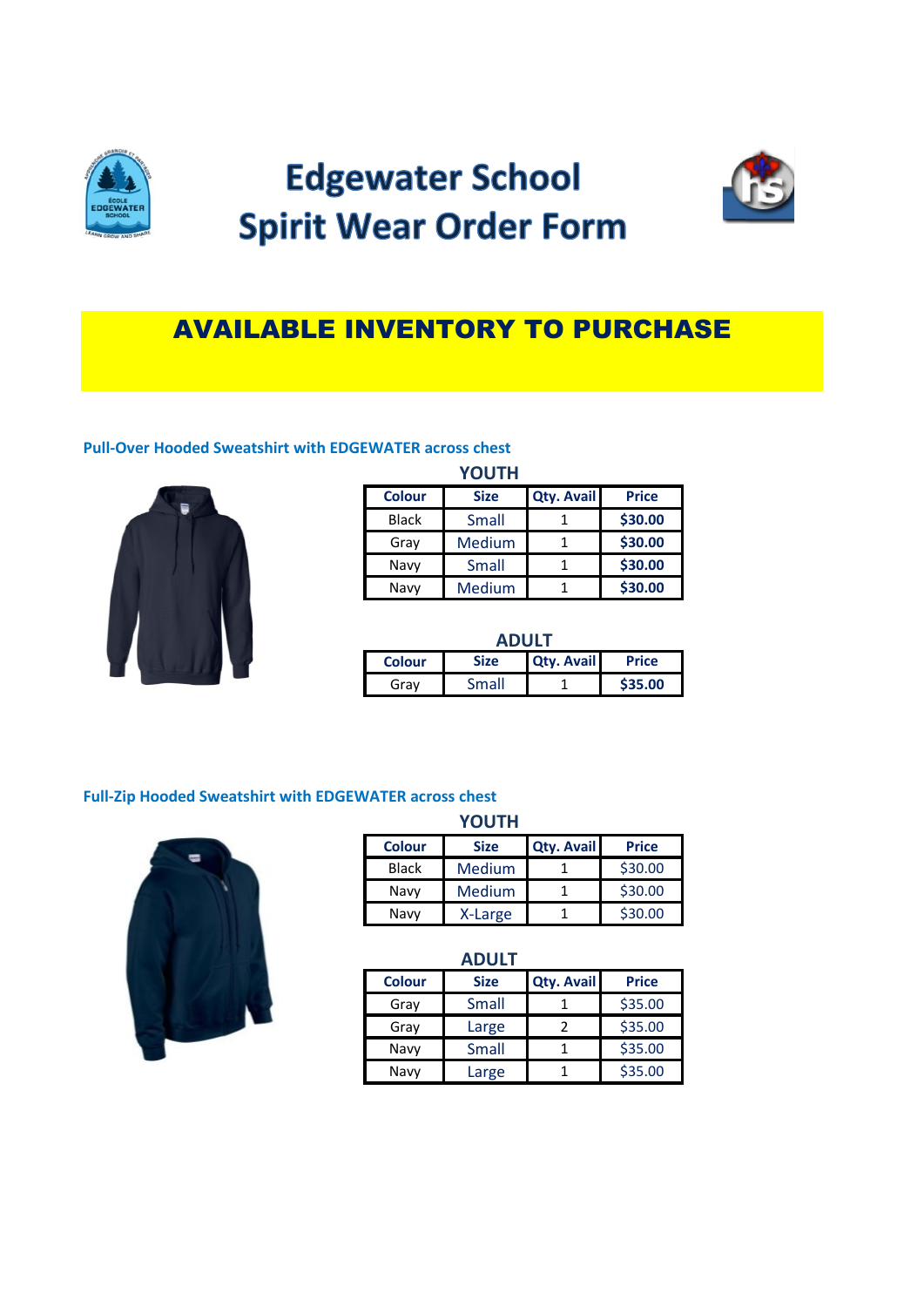# Edgewater School
# Spirit Wear Order Form

## AVAILABLE INVENTORY TO PURCHASE

### Pull-Over Hooded Sweatshirt with EDGEWATER across chest

**YOUTH**

| Colour | Size | Qty. Avail | Price |
|---|---|---|---|
| Black | Small | 1 | **$30.00** |
| Gray | Medium | 1 | **$30.00** |
| Navy | Small | 1 | **$30.00** |
| Navy | Medium | 1 | **$30.00** |

**ADULT**

| Colour | Size | Qty. Avail | Price |
|---|---|---|---|
| Gray | Small | 1 | **$35.00** |

### Full-Zip Hooded Sweatshirt with EDGEWATER across chest

**YOUTH**

| Colour | Size | Qty. Avail | Price |
|---|---|---|---|
| Black | Medium | 1 | $30.00 |
| Navy | Medium | 1 | $30.00 |
| Navy | X-Large | 1 | $30.00 |

**ADULT**

| Colour | Size | Qty. Avail | Price |
|---|---|---|---|
| Gray | Small | 1 | $35.00 |
| Gray | Large | 2 | $35.00 |
| Navy | Small | 1 | $35.00 |
| Navy | Large | 1 | $35.00 |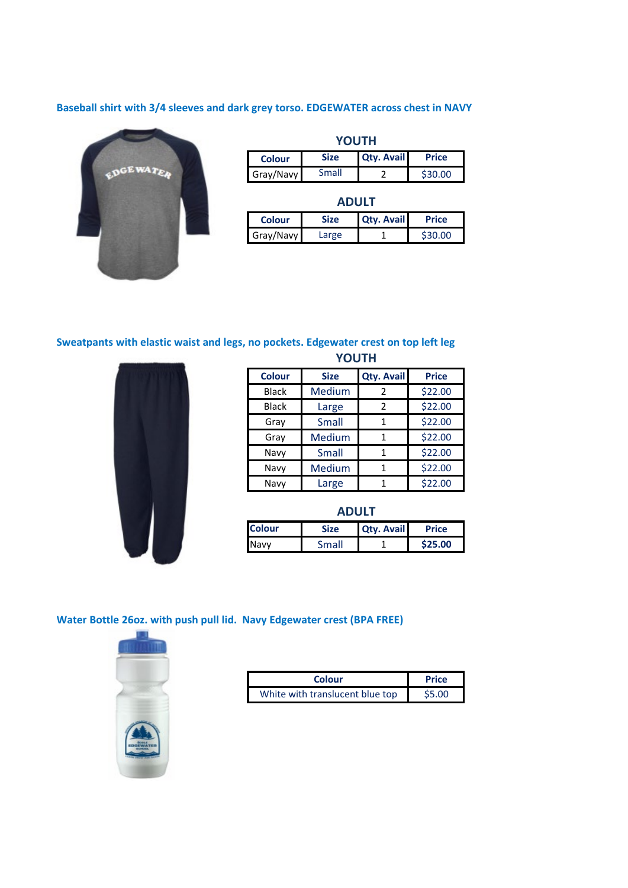**Baseball shirt with 3/4 sleeves and dark grey torso. EDGEWATER across chest in NAVY**

**YOUTH**

| Colour | Size | Qty. Avail | Price |
|---|---|---|---|
| Gray/Navy | Small | 2 | $30.00 |

**ADULT**

| Colour | Size | Qty. Avail | Price |
|---|---|---|---|
| Gray/Navy | Large | 1 | $30.00 |

**Sweatpants with elastic waist and legs, no pockets. Edgewater crest on top left leg**

**YOUTH**

| Colour | Size | Qty. Avail | Price |
|---|---|---|---|
| Black | Medium | 2 | $22.00 |
| Black | Large | 2 | $22.00 |
| Gray | Small | 1 | $22.00 |
| Gray | Medium | 1 | $22.00 |
| Navy | Small | 1 | $22.00 |
| Navy | Medium | 1 | $22.00 |
| Navy | Large | 1 | $22.00 |

**ADULT**

| Colour | Size | Qty. Avail | Price |
|---|---|---|---|
| Navy | Small | 1 | **$25.00** |

**Water Bottle 26oz. with push pull lid. Navy Edgewater crest (BPA FREE)**

| Colour | Price |
|---|---|
| White with translucent blue top | $5.00 |